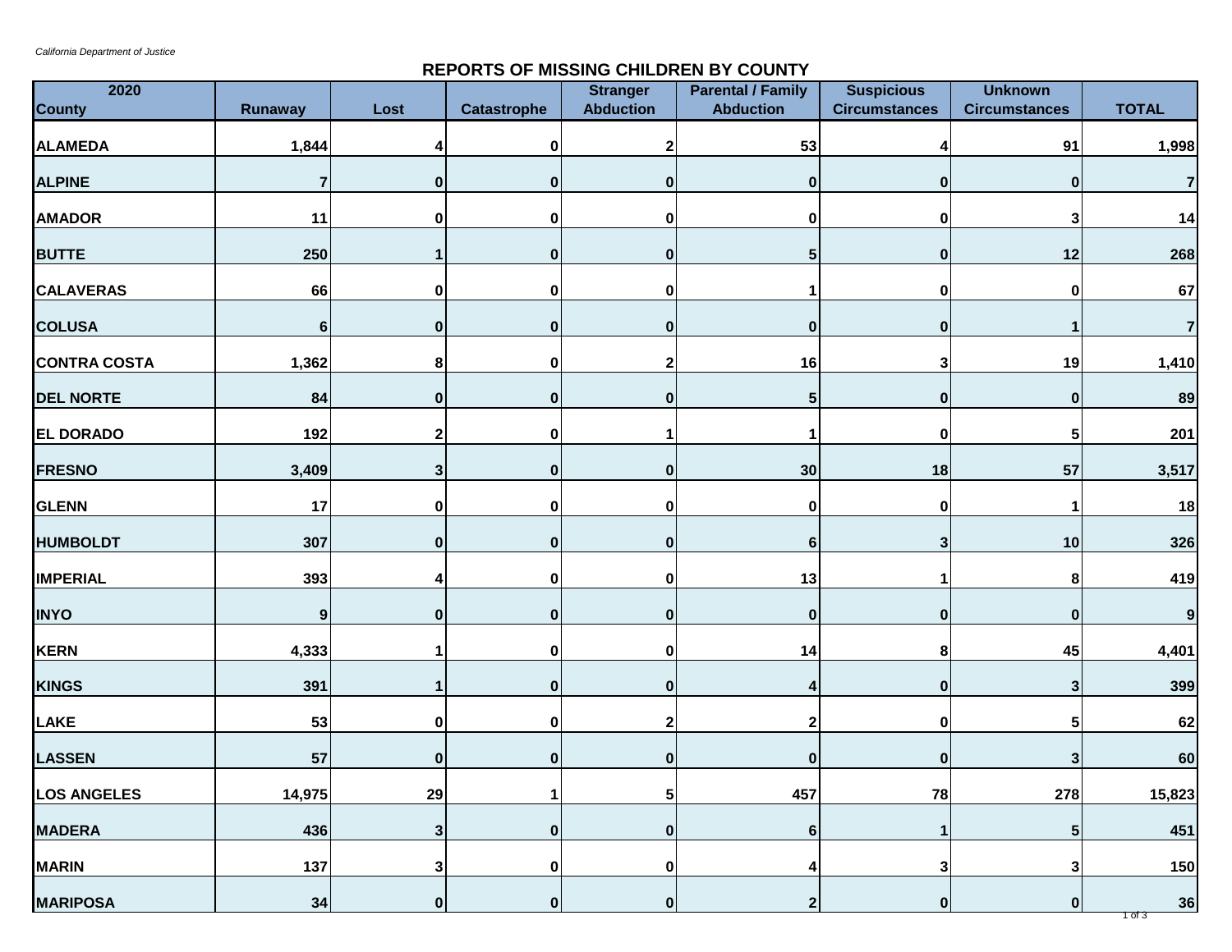*California Department of Justice*

## REPORTS OF MISSING CHILDREN BY COUNTY

| 2020 County | Runaway | Lost | Catastrophe | Stranger Abduction | Parental / Family Abduction | Suspicious Circumstances | Unknown Circumstances | TOTAL |
|---|---|---|---|---|---|---|---|---|
| ALAMEDA | 1,844 | 4 | 0 | 2 | 53 | 4 | 91 | 1,998 |
| ALPINE | 7 | 0 | 0 | 0 | 0 | 0 | 0 | 7 |
| AMADOR | 11 | 0 | 0 | 0 | 0 | 0 | 3 | 14 |
| BUTTE | 250 | 1 | 0 | 0 | 5 | 0 | 12 | 268 |
| CALAVERAS | 66 | 0 | 0 | 0 | 1 | 0 | 0 | 67 |
| COLUSA | 6 | 0 | 0 | 0 | 0 | 0 | 1 | 7 |
| CONTRA COSTA | 1,362 | 8 | 0 | 2 | 16 | 3 | 19 | 1,410 |
| DEL NORTE | 84 | 0 | 0 | 0 | 5 | 0 | 0 | 89 |
| EL DORADO | 192 | 2 | 0 | 1 | 1 | 0 | 5 | 201 |
| FRESNO | 3,409 | 3 | 0 | 0 | 30 | 18 | 57 | 3,517 |
| GLENN | 17 | 0 | 0 | 0 | 0 | 0 | 1 | 18 |
| HUMBOLDT | 307 | 0 | 0 | 0 | 6 | 3 | 10 | 326 |
| IMPERIAL | 393 | 4 | 0 | 0 | 13 | 1 | 8 | 419 |
| INYO | 9 | 0 | 0 | 0 | 0 | 0 | 0 | 9 |
| KERN | 4,333 | 1 | 0 | 0 | 14 | 8 | 45 | 4,401 |
| KINGS | 391 | 1 | 0 | 0 | 4 | 0 | 3 | 399 |
| LAKE | 53 | 0 | 0 | 2 | 2 | 0 | 5 | 62 |
| LASSEN | 57 | 0 | 0 | 0 | 0 | 0 | 3 | 60 |
| LOS ANGELES | 14,975 | 29 | 1 | 5 | 457 | 78 | 278 | 15,823 |
| MADERA | 436 | 3 | 0 | 0 | 6 | 1 | 5 | 451 |
| MARIN | 137 | 3 | 0 | 0 | 4 | 3 | 3 | 150 |
| MARIPOSA | 34 | 0 | 0 | 0 | 2 | 0 | 0 | 36 |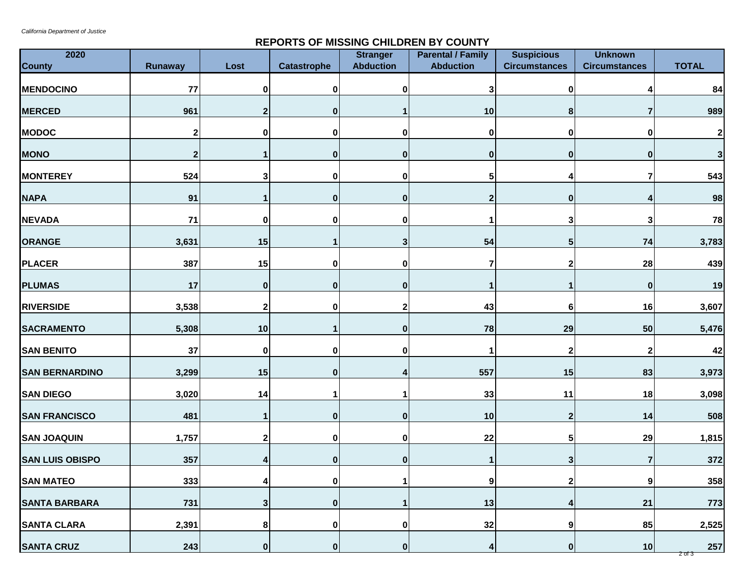California Department of Justice

## REPORTS OF MISSING CHILDREN BY COUNTY

| 2020 County | Runaway | Lost | Catastrophe | Stranger Abduction | Parental / Family Abduction | Suspicious Circumstances | Unknown Circumstances | TOTAL |
|---|---|---|---|---|---|---|---|---|
| MENDOCINO | 77 | 0 | 0 | 0 | 3 | 0 | 4 | 84 |
| MERCED | 961 | 2 | 0 | 1 | 10 | 8 | 7 | 989 |
| MODOC | 2 | 0 | 0 | 0 | 0 | 0 | 0 | 2 |
| MONO | 2 | 1 | 0 | 0 | 0 | 0 | 0 | 3 |
| MONTEREY | 524 | 3 | 0 | 0 | 5 | 4 | 7 | 543 |
| NAPA | 91 | 1 | 0 | 0 | 2 | 0 | 4 | 98 |
| NEVADA | 71 | 0 | 0 | 0 | 1 | 3 | 3 | 78 |
| ORANGE | 3,631 | 15 | 1 | 3 | 54 | 5 | 74 | 3,783 |
| PLACER | 387 | 15 | 0 | 0 | 7 | 2 | 28 | 439 |
| PLUMAS | 17 | 0 | 0 | 0 | 1 | 1 | 0 | 19 |
| RIVERSIDE | 3,538 | 2 | 0 | 2 | 43 | 6 | 16 | 3,607 |
| SACRAMENTO | 5,308 | 10 | 1 | 0 | 78 | 29 | 50 | 5,476 |
| SAN BENITO | 37 | 0 | 0 | 0 | 1 | 2 | 2 | 42 |
| SAN BERNARDINO | 3,299 | 15 | 0 | 4 | 557 | 15 | 83 | 3,973 |
| SAN DIEGO | 3,020 | 14 | 1 | 1 | 33 | 11 | 18 | 3,098 |
| SAN FRANCISCO | 481 | 1 | 0 | 0 | 10 | 2 | 14 | 508 |
| SAN JOAQUIN | 1,757 | 2 | 0 | 0 | 22 | 5 | 29 | 1,815 |
| SAN LUIS OBISPO | 357 | 4 | 0 | 0 | 1 | 3 | 7 | 372 |
| SAN MATEO | 333 | 4 | 0 | 1 | 9 | 2 | 9 | 358 |
| SANTA BARBARA | 731 | 3 | 0 | 1 | 13 | 4 | 21 | 773 |
| SANTA CLARA | 2,391 | 8 | 0 | 0 | 32 | 9 | 85 | 2,525 |
| SANTA CRUZ | 243 | 0 | 0 | 0 | 4 | 0 | 10 | 257 |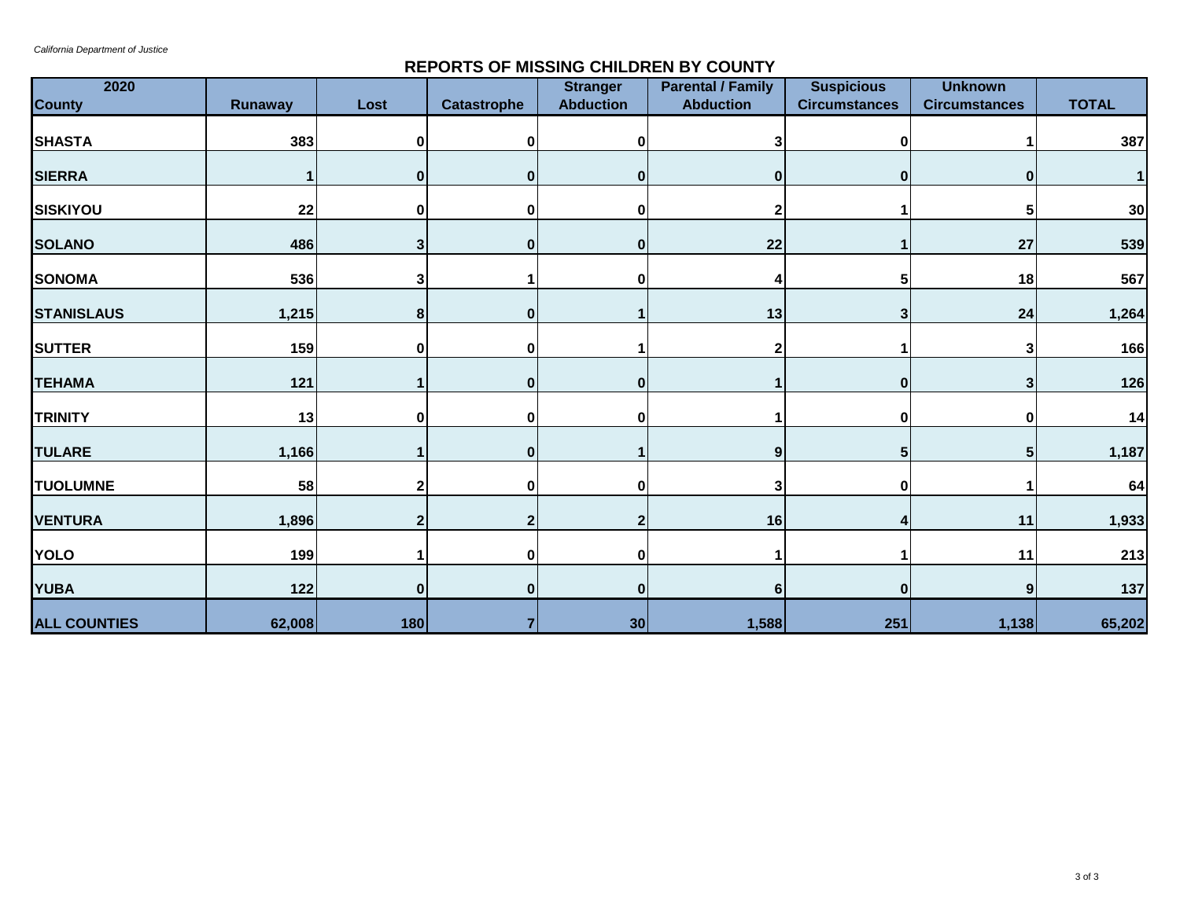*California Department of Justice*

## REPORTS OF MISSING CHILDREN BY COUNTY

| 2020 County | Runaway | Lost | Catastrophe | Stranger Abduction | Parental / Family Abduction | Suspicious Circumstances | Unknown Circumstances | TOTAL |
|---|---|---|---|---|---|---|---|---|
| **SHASTA** | **383** | **0** | **0** | **0** | **3** | **0** | **1** | **387** |
| **SIERRA** | **1** | **0** | **0** | **0** | **0** | **0** | **0** | **1** |
| **SISKIYOU** | **22** | **0** | **0** | **0** | **2** | **1** | **5** | **30** |
| **SOLANO** | **486** | **3** | **0** | **0** | **22** | **1** | **27** | **539** |
| **SONOMA** | **536** | **3** | **1** | **0** | **4** | **5** | **18** | **567** |
| **STANISLAUS** | **1,215** | **8** | **0** | **1** | **13** | **3** | **24** | **1,264** |
| **SUTTER** | **159** | **0** | **0** | **1** | **2** | **1** | **3** | **166** |
| **TEHAMA** | **121** | **1** | **0** | **0** | **1** | **0** | **3** | **126** |
| **TRINITY** | **13** | **0** | **0** | **0** | **1** | **0** | **0** | **14** |
| **TULARE** | **1,166** | **1** | **0** | **1** | **9** | **5** | **5** | **1,187** |
| **TUOLUMNE** | **58** | **2** | **0** | **0** | **3** | **0** | **1** | **64** |
| **VENTURA** | **1,896** | **2** | **2** | **2** | **16** | **4** | **11** | **1,933** |
| **YOLO** | **199** | **1** | **0** | **0** | **1** | **1** | **11** | **213** |
| **YUBA** | **122** | **0** | **0** | **0** | **6** | **0** | **9** | **137** |
| **ALL COUNTIES** | **62,008** | **180** | **7** | **30** | **1,588** | **251** | **1,138** | **65,202** |